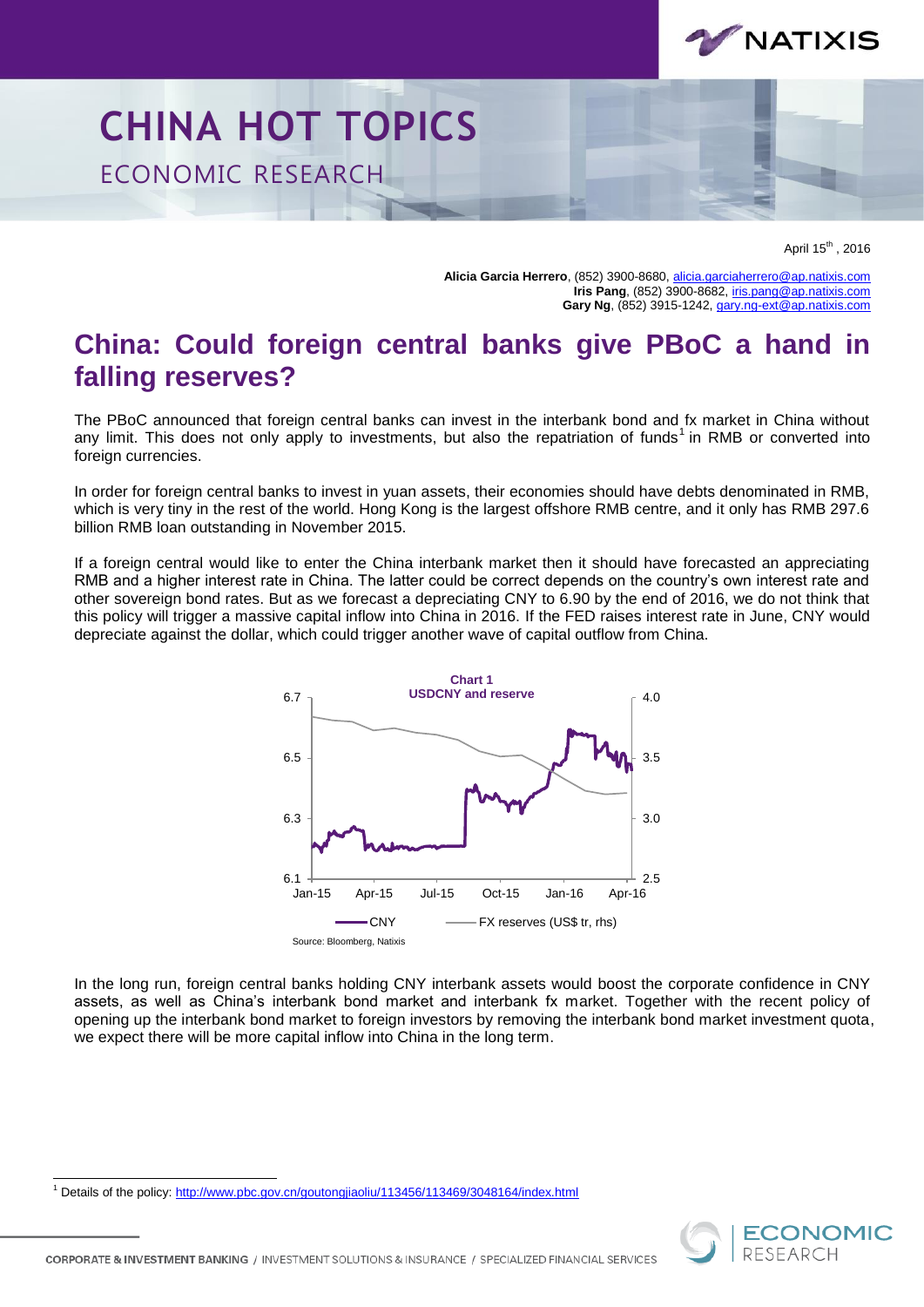# CHINA HOT TOPICS

ECONOMIC RESEARCH

April 15th, 2016

**Alicia Garcia Herrero**, (852) 3900-8680, alicia.garciaherrero@ap.natixis.com
**Iris Pang**, (852) 3900-8682, iris.pang@ap.natixis.com
**Gary Ng**, (852) 3915-1242, gary.ng-ext@ap.natixis.com

## China: Could foreign central banks give PBoC a hand in falling reserves?

The PBoC announced that foreign central banks can invest in the interbank bond and fx market in China without any limit. This does not only apply to investments, but also the repatriation of funds[1] in RMB or converted into foreign currencies.

In order for foreign central banks to invest in yuan assets, their economies should have debts denominated in RMB, which is very tiny in the rest of the world. Hong Kong is the largest offshore RMB centre, and it only has RMB 297.6 billion RMB loan outstanding in November 2015.

If a foreign central would like to enter the China interbank market then it should have forecasted an appreciating RMB and a higher interest rate in China. The latter could be correct depends on the country's own interest rate and other sovereign bond rates. But as we forecast a depreciating CNY to 6.90 by the end of 2016, we do not think that this policy will trigger a massive capital inflow into China in 2016. If the FED raises interest rate in June, CNY would depreciate against the dollar, which could trigger another wave of capital outflow from China.

**Chart 1**
**USDCNY and reserve**

Legend: CNY; FX reserves (US$ tr, rhs)

Source: Bloomberg, Natixis

In the long run, foreign central banks holding CNY interbank assets would boost the corporate confidence in CNY assets, as well as China's interbank bond market and interbank fx market. Together with the recent policy of opening up the interbank bond market to foreign investors by removing the interbank bond market investment quota, we expect there will be more capital inflow into China in the long term.

[1] Details of the policy: http://www.pbc.gov.cn/goutongjiaoliu/113456/113469/3048164/index.html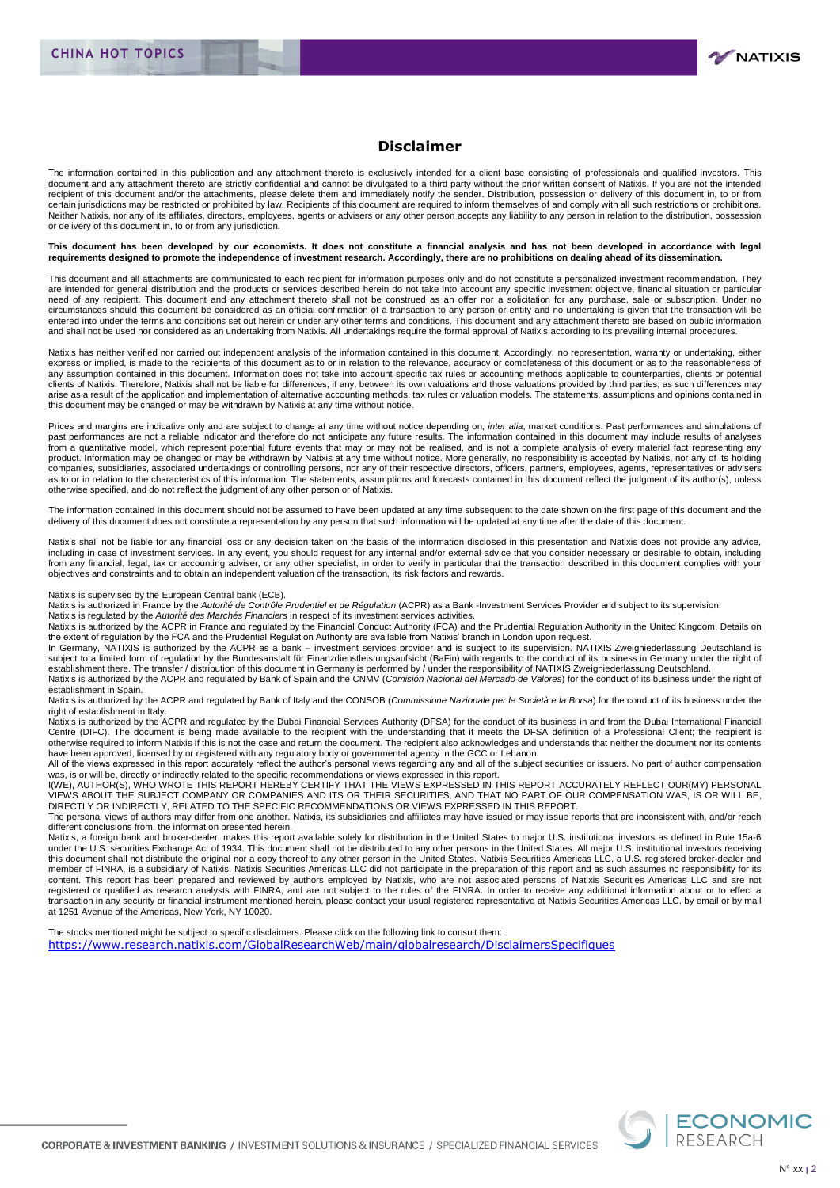## Disclaimer

The information contained in this publication and any attachment thereto is exclusively intended for a client base consisting of professionals and qualified investors. This document and any attachment thereto are strictly confidential and cannot be divulgated to a third party without the prior written consent of Natixis. If you are not the intended recipient of this document and/or the attachments, please delete them and immediately notify the sender. Distribution, possession or delivery of this document in, to or from certain jurisdictions may be restricted or prohibited by law. Recipients of this document are required to inform themselves of and comply with all such restrictions or prohibitions. Neither Natixis, nor any of its affiliates, directors, employees, agents or advisers or any other person accepts any liability to any person in relation to the distribution, possession or delivery of this document in, to or from any jurisdiction.

**This document has been developed by our economists. It does not constitute a financial analysis and has not been developed in accordance with legal requirements designed to promote the independence of investment research. Accordingly, there are no prohibitions on dealing ahead of its dissemination.**

This document and all attachments are communicated to each recipient for information purposes only and do not constitute a personalized investment recommendation. They are intended for general distribution and the products or services described herein do not take into account any specific investment objective, financial situation or particular need of any recipient. This document and any attachment thereto shall not be construed as an offer nor a solicitation for any purchase, sale or subscription. Under no circumstances should this document be considered as an official confirmation of a transaction to any person or entity and no undertaking is given that the transaction will be entered into under the terms and conditions set out herein or under any other terms and conditions. This document and any attachment thereto are based on public information and shall not be used nor considered as an undertaking from Natixis. All undertakings require the formal approval of Natixis according to its prevailing internal procedures.

Natixis has neither verified nor carried out independent analysis of the information contained in this document. Accordingly, no representation, warranty or undertaking, either express or implied, is made to the recipients of this document as to or in relation to the relevance, accuracy or completeness of this document or as to the reasonableness of any assumption contained in this document. Information does not take into account specific tax rules or accounting methods applicable to counterparties, clients or potential clients of Natixis. Therefore, Natixis shall not be liable for differences, if any, between its own valuations and those valuations provided by third parties; as such differences may arise as a result of the application and implementation of alternative accounting methods, tax rules or valuation models. The statements, assumptions and opinions contained in this document may be changed or may be withdrawn by Natixis at any time without notice.

Prices and margins are indicative only and are subject to change at any time without notice depending on, *inter alia*, market conditions. Past performances and simulations of past performances are not a reliable indicator and therefore do not anticipate any future results. The information contained in this document may include results of analyses from a quantitative model, which represent potential future events that may or may not be realised, and is not a complete analysis of every material fact representing any product. Information may be changed or may be withdrawn by Natixis at any time without notice. More generally, no responsibility is accepted by Natixis, nor any of its holding companies, subsidiaries, associated undertakings or controlling persons, nor any of their respective directors, officers, partners, employees, agents, representatives or advisers as to or in relation to the characteristics of this information. The statements, assumptions and forecasts contained in this document reflect the judgment of its author(s), unless otherwise specified, and do not reflect the judgment of any other person or of Natixis.

The information contained in this document should not be assumed to have been updated at any time subsequent to the date shown on the first page of this document and the delivery of this document does not constitute a representation by any person that such information will be updated at any time after the date of this document.

Natixis shall not be liable for any financial loss or any decision taken on the basis of the information disclosed in this presentation and Natixis does not provide any advice, including in case of investment services. In any event, you should request for any internal and/or external advice that you consider necessary or desirable to obtain, including from any financial, legal, tax or accounting adviser, or any other specialist, in order to verify in particular that the transaction described in this document complies with your objectives and constraints and to obtain an independent valuation of the transaction, its risk factors and rewards.

Natixis is supervised by the European Central bank (ECB).
Natixis is authorized in France by the *Autorité de Contrôle Prudentiel et de Régulation* (ACPR) as a Bank -Investment Services Provider and subject to its supervision.
Natixis is regulated by the *Autorité des Marchés Financiers* in respect of its investment services activities.
Natixis is authorized by the ACPR in France and regulated by the Financial Conduct Authority (FCA) and the Prudential Regulation Authority in the United Kingdom. Details on the extent of regulation by the FCA and the Prudential Regulation Authority are available from Natixis' branch in London upon request.
In Germany, NATIXIS is authorized by the ACPR as a bank – investment services provider and is subject to its supervision. NATIXIS Zweigniederlassung Deutschland is subject to a limited form of regulation by the Bundesanstalt für Finanzdienstleistungsaufsicht (BaFin) with regards to the conduct of its business in Germany under the right of establishment there. The transfer / distribution of this document in Germany is performed by / under the responsibility of NATIXIS Zweigniederlassung Deutschland.
Natixis is authorized by the ACPR and regulated by Bank of Spain and the CNMV (*Comisión Nacional del Mercado de Valores*) for the conduct of its business under the right of establishment in Spain.
Natixis is authorized by the ACPR and regulated by Bank of Italy and the CONSOB (*Commissione Nazionale per le Società e la Borsa*) for the conduct of its business under the right of establishment in Italy.
Natixis is authorized by the ACPR and regulated by the Dubai Financial Services Authority (DFSA) for the conduct of its business in and from the Dubai International Financial Centre (DIFC). The document is being made available to the recipient with the understanding that it meets the DFSA definition of a Professional Client; the recipient is otherwise required to inform Natixis if this is not the case and return the document. The recipient also acknowledges and understands that neither the document nor its contents have been approved, licensed by or registered with any regulatory body or governmental agency in the GCC or Lebanon.
All of the views expressed in this report accurately reflect the author's personal views regarding any and all of the subject securities or issuers. No part of author compensation was, is or will be, directly or indirectly related to the specific recommendations or views expressed in this report.
I(WE), AUTHOR(S), WHO WROTE THIS REPORT HEREBY CERTIFY THAT THE VIEWS EXPRESSED IN THIS REPORT ACCURATELY REFLECT OUR(MY) PERSONAL VIEWS ABOUT THE SUBJECT COMPANY OR COMPANIES AND ITS OR THEIR SECURITIES, AND THAT NO PART OF OUR COMPENSATION WAS, IS OR WILL BE, DIRECTLY OR INDIRECTLY, RELATED TO THE SPECIFIC RECOMMENDATIONS OR VIEWS EXPRESSED IN THIS REPORT.
The personal views of authors may differ from one another. Natixis, its subsidiaries and affiliates may have issued or may issue reports that are inconsistent with, and/or reach different conclusions from, the information presented herein.
Natixis, a foreign bank and broker-dealer, makes this report available solely for distribution in the United States to major U.S. institutional investors as defined in Rule 15a-6 under the U.S. securities Exchange Act of 1934. This document shall not be distributed to any other persons in the United States. All major U.S. institutional investors receiving this document shall not distribute the original nor a copy thereof to any other person in the United States. Natixis Securities Americas LLC, a U.S. registered broker-dealer and member of FINRA, is a subsidiary of Natixis. Natixis Securities Americas LLC did not participate in the preparation of this report and as such assumes no responsibility for its content. This report has been prepared and reviewed by authors employed by Natixis, who are not associated persons of Natixis Securities Americas LLC and are not registered or qualified as research analysts with FINRA, and are not subject to the rules of the FINRA. In order to receive any additional information about or to effect a transaction in any security or financial instrument mentioned herein, please contact your usual registered representative at Natixis Securities Americas LLC, by email or by mail at 1251 Avenue of the Americas, New York, NY 10020.

The stocks mentioned might be subject to specific disclaimers. Please click on the following link to consult them:
https://www.research.natixis.com/GlobalResearchWeb/main/globalresearch/DisclaimersSpecifiques